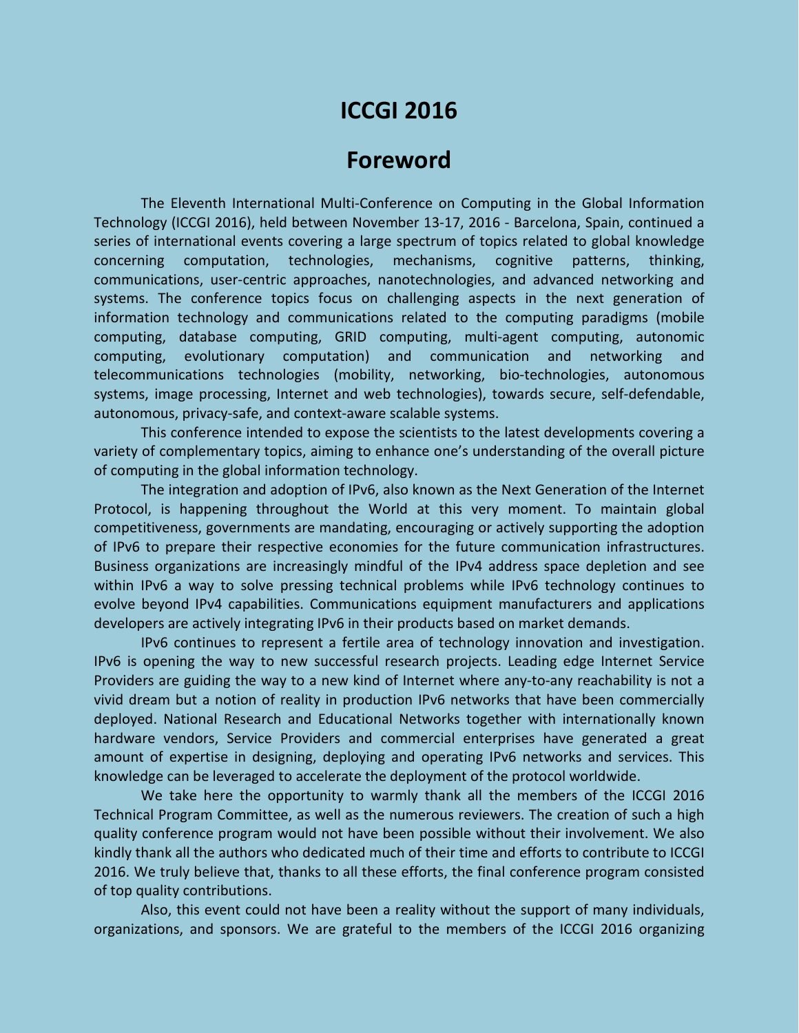# ICCGI 2016

## Foreword

The Eleventh International Multi-Conference on Computing in the Global Information Technology (ICCGI 2016), held between November 13-17, 2016 - Barcelona, Spain, continued a series of international events covering a large spectrum of topics related to global knowledge concerning computation, technologies, mechanisms, cognitive patterns, thinking, communications, user-centric approaches, nanotechnologies, and advanced networking and systems. The conference topics focus on challenging aspects in the next generation of information technology and communications related to the computing paradigms (mobile computing, database computing, GRID computing, multi-agent computing, autonomic computing, evolutionary computation) and communication and networking and telecommunications technologies (mobility, networking, bio-technologies, autonomous systems, image processing, Internet and web technologies), towards secure, self-defendable, autonomous, privacy-safe, and context-aware scalable systems.

This conference intended to expose the scientists to the latest developments covering a variety of complementary topics, aiming to enhance one's understanding of the overall picture of computing in the global information technology.

The integration and adoption of IPv6, also known as the Next Generation of the Internet Protocol, is happening throughout the World at this very moment. To maintain global competitiveness, governments are mandating, encouraging or actively supporting the adoption of IPv6 to prepare their respective economies for the future communication infrastructures. Business organizations are increasingly mindful of the IPv4 address space depletion and see within IPv6 a way to solve pressing technical problems while IPv6 technology continues to evolve beyond IPv4 capabilities. Communications equipment manufacturers and applications developers are actively integrating IPv6 in their products based on market demands.

IPv6 continues to represent a fertile area of technology innovation and investigation. IPv6 is opening the way to new successful research projects. Leading edge Internet Service Providers are guiding the way to a new kind of Internet where any-to-any reachability is not a vivid dream but a notion of reality in production IPv6 networks that have been commercially deployed. National Research and Educational Networks together with internationally known hardware vendors, Service Providers and commercial enterprises have generated a great amount of expertise in designing, deploying and operating IPv6 networks and services. This knowledge can be leveraged to accelerate the deployment of the protocol worldwide.

We take here the opportunity to warmly thank all the members of the ICCGI 2016 Technical Program Committee, as well as the numerous reviewers. The creation of such a high quality conference program would not have been possible without their involvement. We also kindly thank all the authors who dedicated much of their time and efforts to contribute to ICCGI 2016. We truly believe that, thanks to all these efforts, the final conference program consisted of top quality contributions.

Also, this event could not have been a reality without the support of many individuals, organizations, and sponsors. We are grateful to the members of the ICCGI 2016 organizing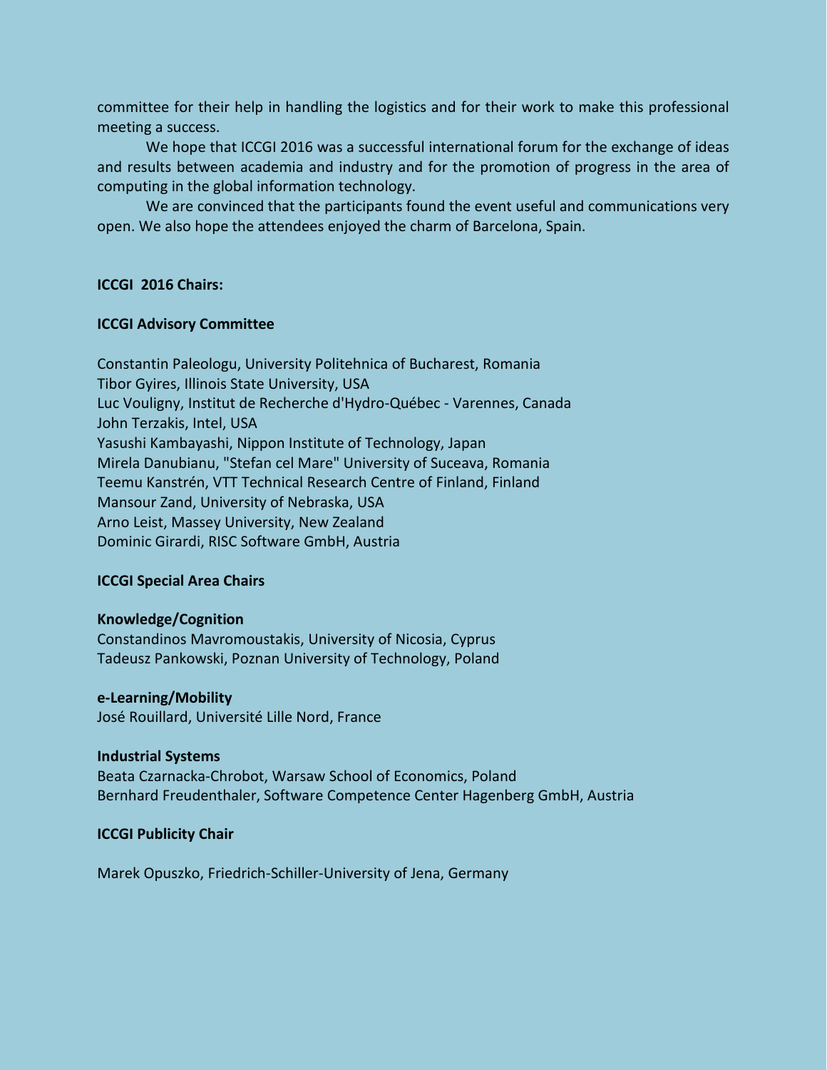committee for their help in handling the logistics and for their work to make this professional meeting a success.

We hope that ICCGI 2016 was a successful international forum for the exchange of ideas and results between academia and industry and for the promotion of progress in the area of computing in the global information technology.

We are convinced that the participants found the event useful and communications very open. We also hope the attendees enjoyed the charm of Barcelona, Spain.

**ICCGI 2016 Chairs:**

**ICCGI Advisory Committee**

Constantin Paleologu, University Politehnica of Bucharest, Romania
Tibor Gyires, Illinois State University, USA
Luc Vouligny, Institut de Recherche d'Hydro-Québec - Varennes, Canada
John Terzakis, Intel, USA
Yasushi Kambayashi, Nippon Institute of Technology, Japan
Mirela Danubianu, "Stefan cel Mare" University of Suceava, Romania
Teemu Kanstrén, VTT Technical Research Centre of Finland, Finland
Mansour Zand, University of Nebraska, USA
Arno Leist, Massey University, New Zealand
Dominic Girardi, RISC Software GmbH, Austria

**ICCGI Special Area Chairs**

**Knowledge/Cognition**
Constandinos Mavromoustakis, University of Nicosia, Cyprus
Tadeusz Pankowski, Poznan University of Technology, Poland

**e-Learning/Mobility**
José Rouillard, Université Lille Nord, France

**Industrial Systems**
Beata Czarnacka-Chrobot, Warsaw School of Economics, Poland
Bernhard Freudenthaler, Software Competence Center Hagenberg GmbH, Austria

**ICCGI Publicity Chair**

Marek Opuszko, Friedrich-Schiller-University of Jena, Germany